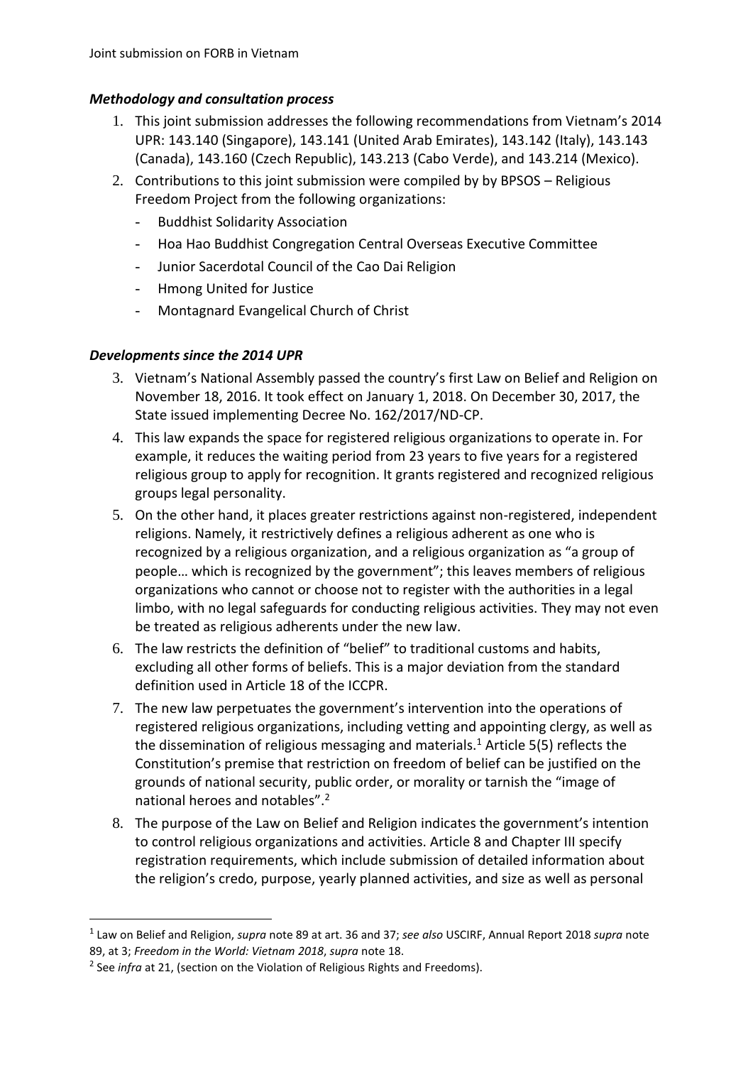### *Methodology and consultation process*

1. This joint submission addresses the following recommendations from Vietnam's 2014 UPR: 143.140 (Singapore), 143.141 (United Arab Emirates), 143.142 (Italy), 143.143 (Canada), 143.160 (Czech Republic), 143.213 (Cabo Verde), and 143.214 (Mexico).
2. Contributions to this joint submission were compiled by by BPSOS – Religious Freedom Project from the following organizations:
   - Buddhist Solidarity Association
   - Hoa Hao Buddhist Congregation Central Overseas Executive Committee
   - Junior Sacerdotal Council of the Cao Dai Religion
   - Hmong United for Justice
   - Montagnard Evangelical Church of Christ

### *Developments since the 2014 UPR*

3. Vietnam's National Assembly passed the country's first Law on Belief and Religion on November 18, 2016. It took effect on January 1, 2018. On December 30, 2017, the State issued implementing Decree No. 162/2017/ND-CP.
4. This law expands the space for registered religious organizations to operate in. For example, it reduces the waiting period from 23 years to five years for a registered religious group to apply for recognition. It grants registered and recognized religious groups legal personality.
5. On the other hand, it places greater restrictions against non-registered, independent religions. Namely, it restrictively defines a religious adherent as one who is recognized by a religious organization, and a religious organization as "a group of people… which is recognized by the government"; this leaves members of religious organizations who cannot or choose not to register with the authorities in a legal limbo, with no legal safeguards for conducting religious activities. They may not even be treated as religious adherents under the new law.
6. The law restricts the definition of "belief" to traditional customs and habits, excluding all other forms of beliefs. This is a major deviation from the standard definition used in Article 18 of the ICCPR.
7. The new law perpetuates the government's intervention into the operations of registered religious organizations, including vetting and appointing clergy, as well as the dissemination of religious messaging and materials.[1] Article 5(5) reflects the Constitution's premise that restriction on freedom of belief can be justified on the grounds of national security, public order, or morality or tarnish the "image of national heroes and notables".[2]
8. The purpose of the Law on Belief and Religion indicates the government's intention to control religious organizations and activities. Article 8 and Chapter III specify registration requirements, which include submission of detailed information about the religion's credo, purpose, yearly planned activities, and size as well as personal

---

[1] Law on Belief and Religion, *supra* note 89 at art. 36 and 37; *see also* USCIRF, Annual Report 2018 *supra* note 89, at 3; *Freedom in the World: Vietnam 2018*, *supra* note 18.

[2] See *infra* at 21, (section on the Violation of Religious Rights and Freedoms).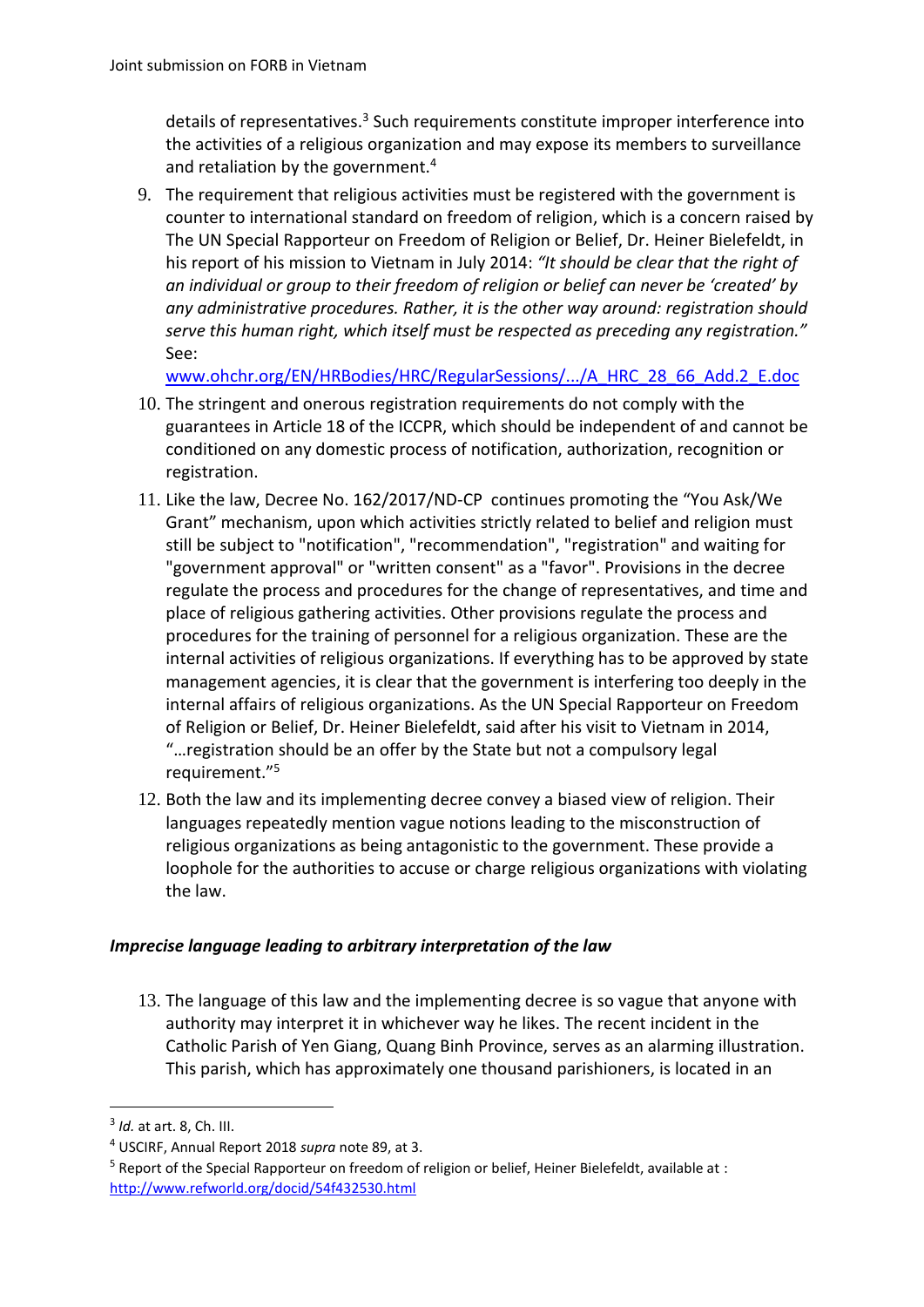details of representatives.[3] Such requirements constitute improper interference into the activities of a religious organization and may expose its members to surveillance and retaliation by the government.[4]

9. The requirement that religious activities must be registered with the government is counter to international standard on freedom of religion, which is a concern raised by The UN Special Rapporteur on Freedom of Religion or Belief, Dr. Heiner Bielefeldt, in his report of his mission to Vietnam in July 2014: *"It should be clear that the right of an individual or group to their freedom of religion or belief can never be 'created' by any administrative procedures. Rather, it is the other way around: registration should serve this human right, which itself must be respected as preceding any registration."* See: www.ohchr.org/EN/HRBodies/HRC/RegularSessions/.../A_HRC_28_66_Add.2_E.doc
10. The stringent and onerous registration requirements do not comply with the guarantees in Article 18 of the ICCPR, which should be independent of and cannot be conditioned on any domestic process of notification, authorization, recognition or registration.
11. Like the law, Decree No. 162/2017/ND-CP continues promoting the "You Ask/We Grant" mechanism, upon which activities strictly related to belief and religion must still be subject to "notification", "recommendation", "registration" and waiting for "government approval" or "written consent" as a "favor". Provisions in the decree regulate the process and procedures for the change of representatives, and time and place of religious gathering activities. Other provisions regulate the process and procedures for the training of personnel for a religious organization. These are the internal activities of religious organizations. If everything has to be approved by state management agencies, it is clear that the government is interfering too deeply in the internal affairs of religious organizations. As the UN Special Rapporteur on Freedom of Religion or Belief, Dr. Heiner Bielefeldt, said after his visit to Vietnam in 2014, "…registration should be an offer by the State but not a compulsory legal requirement."[5]
12. Both the law and its implementing decree convey a biased view of religion. Their languages repeatedly mention vague notions leading to the misconstruction of religious organizations as being antagonistic to the government. These provide a loophole for the authorities to accuse or charge religious organizations with violating the law.

***Imprecise language leading to arbitrary interpretation of the law***

13. The language of this law and the implementing decree is so vague that anyone with authority may interpret it in whichever way he likes. The recent incident in the Catholic Parish of Yen Giang, Quang Binh Province, serves as an alarming illustration. This parish, which has approximately one thousand parishioners, is located in an

---

[3] *Id.* at art. 8, Ch. III.

[4] USCIRF, Annual Report 2018 *supra* note 89, at 3.

[5] Report of the Special Rapporteur on freedom of religion or belief, Heiner Bielefeldt, available at : http://www.refworld.org/docid/54f432530.html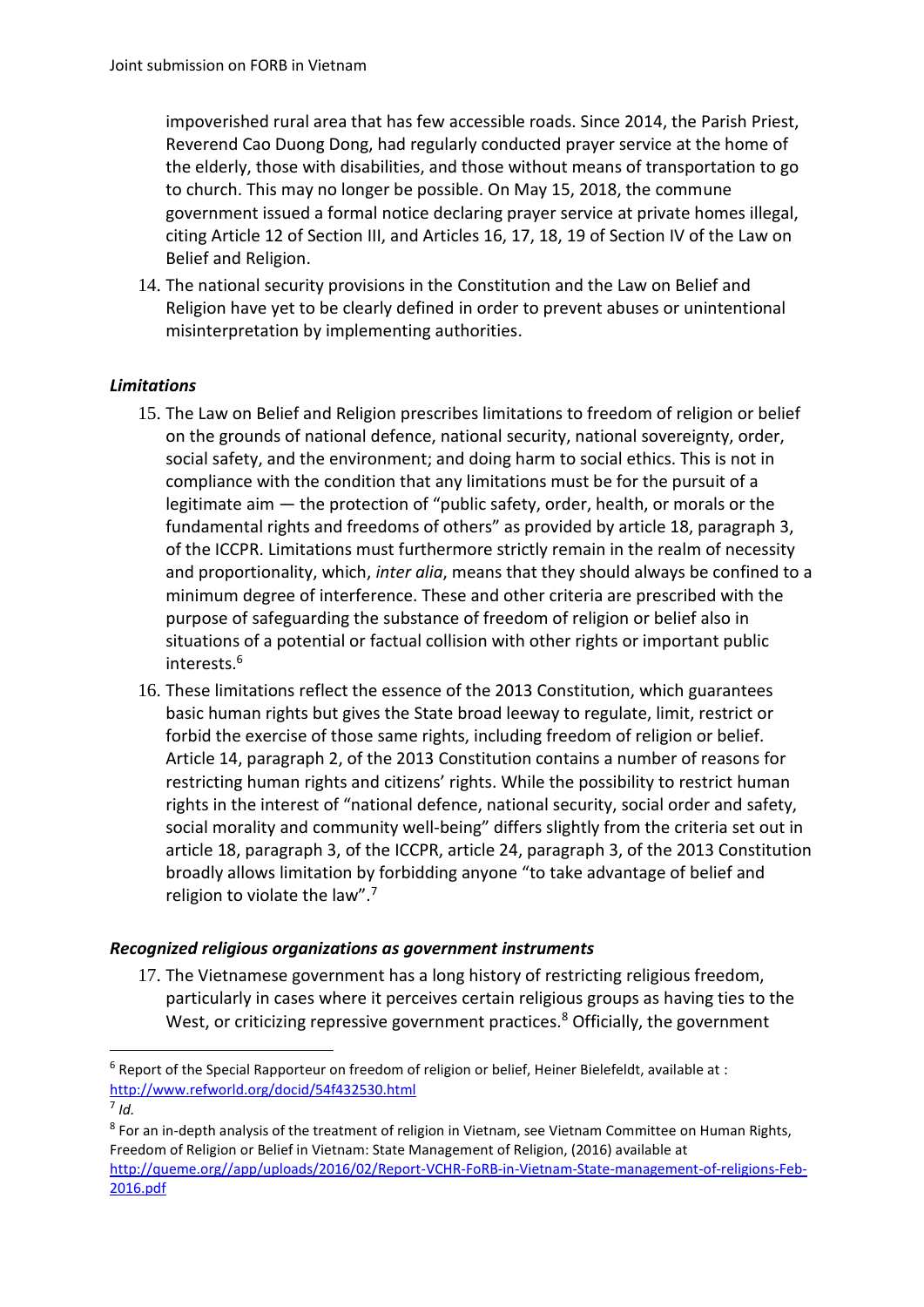impoverished rural area that has few accessible roads. Since 2014, the Parish Priest, Reverend Cao Duong Dong, had regularly conducted prayer service at the home of the elderly, those with disabilities, and those without means of transportation to go to church. This may no longer be possible. On May 15, 2018, the commune government issued a formal notice declaring prayer service at private homes illegal, citing Article 12 of Section III, and Articles 16, 17, 18, 19 of Section IV of the Law on Belief and Religion.

14. The national security provisions in the Constitution and the Law on Belief and Religion have yet to be clearly defined in order to prevent abuses or unintentional misinterpretation by implementing authorities.

***Limitations***

15. The Law on Belief and Religion prescribes limitations to freedom of religion or belief on the grounds of national defence, national security, national sovereignty, order, social safety, and the environment; and doing harm to social ethics. This is not in compliance with the condition that any limitations must be for the pursuit of a legitimate aim — the protection of "public safety, order, health, or morals or the fundamental rights and freedoms of others" as provided by article 18, paragraph 3, of the ICCPR. Limitations must furthermore strictly remain in the realm of necessity and proportionality, which, *inter alia*, means that they should always be confined to a minimum degree of interference. These and other criteria are prescribed with the purpose of safeguarding the substance of freedom of religion or belief also in situations of a potential or factual collision with other rights or important public interests.[6]

16. These limitations reflect the essence of the 2013 Constitution, which guarantees basic human rights but gives the State broad leeway to regulate, limit, restrict or forbid the exercise of those same rights, including freedom of religion or belief. Article 14, paragraph 2, of the 2013 Constitution contains a number of reasons for restricting human rights and citizens' rights. While the possibility to restrict human rights in the interest of "national defence, national security, social order and safety, social morality and community well-being" differs slightly from the criteria set out in article 18, paragraph 3, of the ICCPR, article 24, paragraph 3, of the 2013 Constitution broadly allows limitation by forbidding anyone "to take advantage of belief and religion to violate the law".[7]

***Recognized religious organizations as government instruments***

17. The Vietnamese government has a long history of restricting religious freedom, particularly in cases where it perceives certain religious groups as having ties to the West, or criticizing repressive government practices.[8] Officially, the government

---

[6] Report of the Special Rapporteur on freedom of religion or belief, Heiner Bielefeldt, available at : http://www.refworld.org/docid/54f432530.html

[7] *Id.*

[8] For an in-depth analysis of the treatment of religion in Vietnam, see Vietnam Committee on Human Rights, Freedom of Religion or Belief in Vietnam: State Management of Religion, (2016) available at http://queme.org//app/uploads/2016/02/Report-VCHR-FoRB-in-Vietnam-State-management-of-religions-Feb-2016.pdf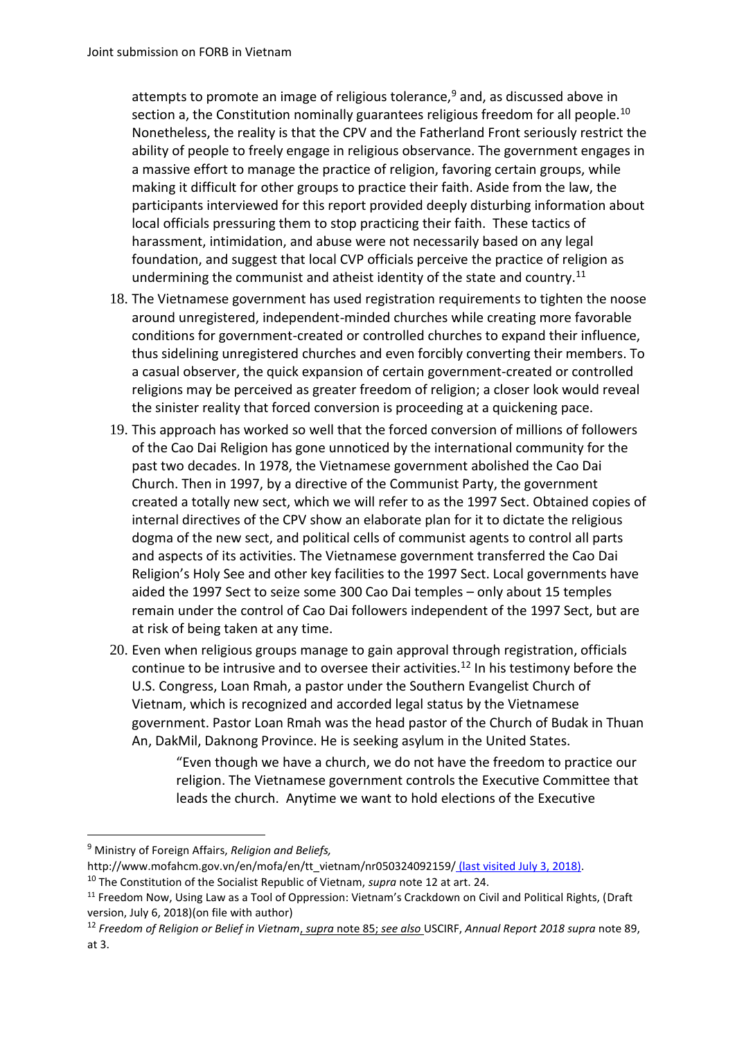attempts to promote an image of religious tolerance,[9] and, as discussed above in section a, the Constitution nominally guarantees religious freedom for all people.[10] Nonetheless, the reality is that the CPV and the Fatherland Front seriously restrict the ability of people to freely engage in religious observance. The government engages in a massive effort to manage the practice of religion, favoring certain groups, while making it difficult for other groups to practice their faith. Aside from the law, the participants interviewed for this report provided deeply disturbing information about local officials pressuring them to stop practicing their faith. These tactics of harassment, intimidation, and abuse were not necessarily based on any legal foundation, and suggest that local CVP officials perceive the practice of religion as undermining the communist and atheist identity of the state and country.[11]

18. The Vietnamese government has used registration requirements to tighten the noose around unregistered, independent-minded churches while creating more favorable conditions for government-created or controlled churches to expand their influence, thus sidelining unregistered churches and even forcibly converting their members. To a casual observer, the quick expansion of certain government-created or controlled religions may be perceived as greater freedom of religion; a closer look would reveal the sinister reality that forced conversion is proceeding at a quickening pace.

19. This approach has worked so well that the forced conversion of millions of followers of the Cao Dai Religion has gone unnoticed by the international community for the past two decades. In 1978, the Vietnamese government abolished the Cao Dai Church. Then in 1997, by a directive of the Communist Party, the government created a totally new sect, which we will refer to as the 1997 Sect. Obtained copies of internal directives of the CPV show an elaborate plan for it to dictate the religious dogma of the new sect, and political cells of communist agents to control all parts and aspects of its activities. The Vietnamese government transferred the Cao Dai Religion's Holy See and other key facilities to the 1997 Sect. Local governments have aided the 1997 Sect to seize some 300 Cao Dai temples – only about 15 temples remain under the control of Cao Dai followers independent of the 1997 Sect, but are at risk of being taken at any time.

20. Even when religious groups manage to gain approval through registration, officials continue to be intrusive and to oversee their activities.[12] In his testimony before the U.S. Congress, Loan Rmah, a pastor under the Southern Evangelist Church of Vietnam, which is recognized and accorded legal status by the Vietnamese government. Pastor Loan Rmah was the head pastor of the Church of Budak in Thuan An, DakMil, Daknong Province. He is seeking asylum in the United States.

> "Even though we have a church, we do not have the freedom to practice our religion. The Vietnamese government controls the Executive Committee that leads the church. Anytime we want to hold elections of the Executive

---

[9] Ministry of Foreign Affairs, *Religion and Beliefs,* http://www.mofahcm.gov.vn/en/mofa/en/tt_vietnam/nr050324092159/ (last visited July 3, 2018).

[10] The Constitution of the Socialist Republic of Vietnam, *supra* note 12 at art. 24.

[11] Freedom Now, Using Law as a Tool of Oppression: Vietnam's Crackdown on Civil and Political Rights, (Draft version, July 6, 2018)(on file with author)

[12] *Freedom of Religion or Belief in Vietnam*, *supra* note 85; *see also* USCIRF, *Annual Report 2018 supra* note 89, at 3.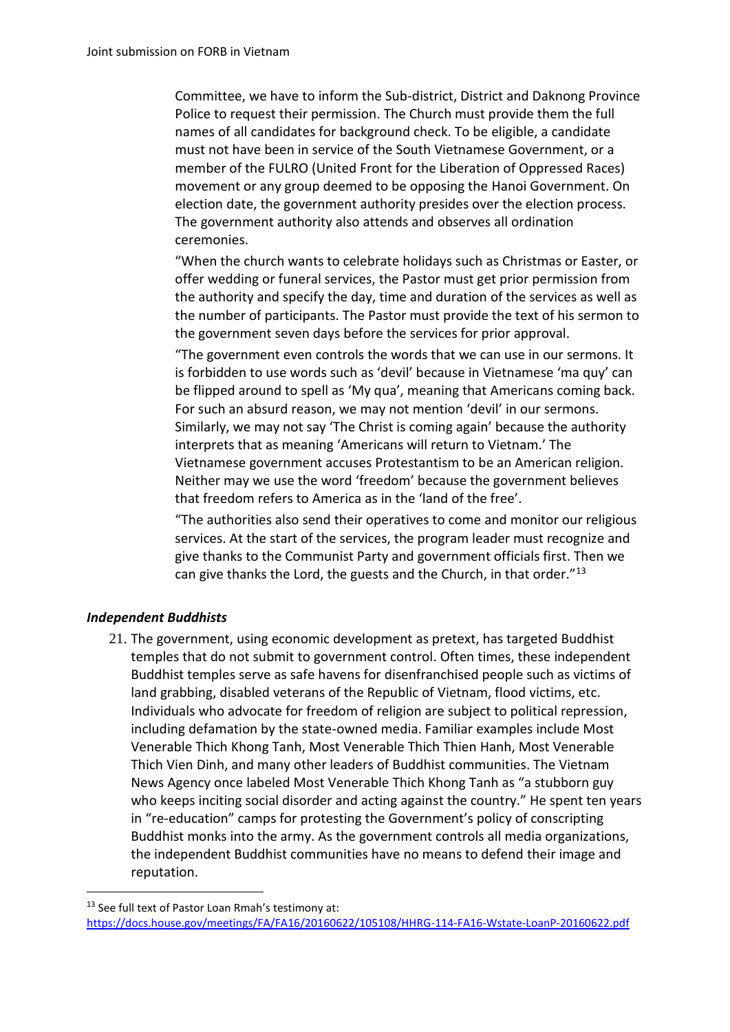Committee, we have to inform the Sub-district, District and Daknong Province Police to request their permission. The Church must provide them the full names of all candidates for background check. To be eligible, a candidate must not have been in service of the South Vietnamese Government, or a member of the FULRO (United Front for the Liberation of Oppressed Races) movement or any group deemed to be opposing the Hanoi Government. On election date, the government authority presides over the election process. The government authority also attends and observes all ordination ceremonies.

"When the church wants to celebrate holidays such as Christmas or Easter, or offer wedding or funeral services, the Pastor must get prior permission from the authority and specify the day, time and duration of the services as well as the number of participants. The Pastor must provide the text of his sermon to the government seven days before the services for prior approval.

"The government even controls the words that we can use in our sermons. It is forbidden to use words such as 'devil' because in Vietnamese 'ma quy' can be flipped around to spell as 'My qua', meaning that Americans coming back. For such an absurd reason, we may not mention 'devil' in our sermons. Similarly, we may not say 'The Christ is coming again' because the authority interprets that as meaning 'Americans will return to Vietnam.' The Vietnamese government accuses Protestantism to be an American religion. Neither may we use the word 'freedom' because the government believes that freedom refers to America as in the 'land of the free'.

"The authorities also send their operatives to come and monitor our religious services. At the start of the services, the program leader must recognize and give thanks to the Communist Party and government officials first. Then we can give thanks the Lord, the guests and the Church, in that order."[13]

### *Independent Buddhists*

21. The government, using economic development as pretext, has targeted Buddhist temples that do not submit to government control. Often times, these independent Buddhist temples serve as safe havens for disenfranchised people such as victims of land grabbing, disabled veterans of the Republic of Vietnam, flood victims, etc. Individuals who advocate for freedom of religion are subject to political repression, including defamation by the state-owned media. Familiar examples include Most Venerable Thich Khong Tanh, Most Venerable Thich Thien Hanh, Most Venerable Thich Vien Dinh, and many other leaders of Buddhist communities. The Vietnam News Agency once labeled Most Venerable Thich Khong Tanh as "a stubborn guy who keeps inciting social disorder and acting against the country." He spent ten years in "re-education" camps for protesting the Government's policy of conscripting Buddhist monks into the army. As the government controls all media organizations, the independent Buddhist communities have no means to defend their image and reputation.

---

[13] See full text of Pastor Loan Rmah's testimony at: https://docs.house.gov/meetings/FA/FA16/20160622/105108/HHRG-114-FA16-Wstate-LoanP-20160622.pdf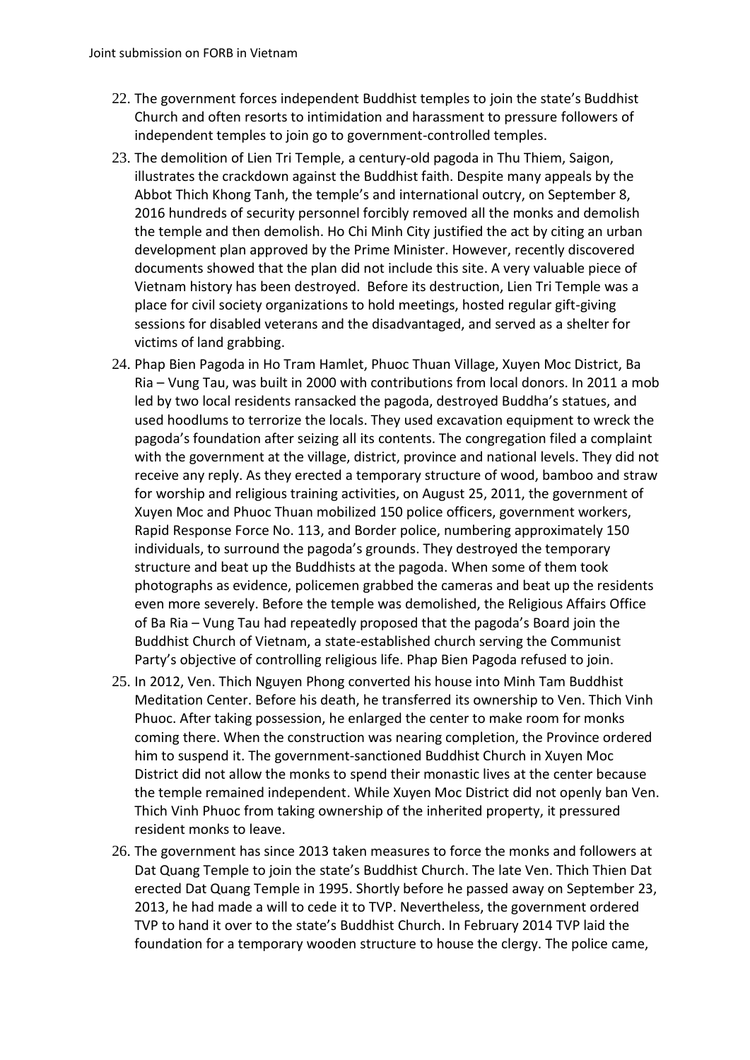22. The government forces independent Buddhist temples to join the state's Buddhist Church and often resorts to intimidation and harassment to pressure followers of independent temples to join go to government-controlled temples.
23. The demolition of Lien Tri Temple, a century-old pagoda in Thu Thiem, Saigon, illustrates the crackdown against the Buddhist faith. Despite many appeals by the Abbot Thich Khong Tanh, the temple's and international outcry, on September 8, 2016 hundreds of security personnel forcibly removed all the monks and demolish the temple and then demolish. Ho Chi Minh City justified the act by citing an urban development plan approved by the Prime Minister. However, recently discovered documents showed that the plan did not include this site. A very valuable piece of Vietnam history has been destroyed. Before its destruction, Lien Tri Temple was a place for civil society organizations to hold meetings, hosted regular gift-giving sessions for disabled veterans and the disadvantaged, and served as a shelter for victims of land grabbing.
24. Phap Bien Pagoda in Ho Tram Hamlet, Phuoc Thuan Village, Xuyen Moc District, Ba Ria – Vung Tau, was built in 2000 with contributions from local donors. In 2011 a mob led by two local residents ransacked the pagoda, destroyed Buddha's statues, and used hoodlums to terrorize the locals. They used excavation equipment to wreck the pagoda's foundation after seizing all its contents. The congregation filed a complaint with the government at the village, district, province and national levels. They did not receive any reply. As they erected a temporary structure of wood, bamboo and straw for worship and religious training activities, on August 25, 2011, the government of Xuyen Moc and Phuoc Thuan mobilized 150 police officers, government workers, Rapid Response Force No. 113, and Border police, numbering approximately 150 individuals, to surround the pagoda's grounds. They destroyed the temporary structure and beat up the Buddhists at the pagoda. When some of them took photographs as evidence, policemen grabbed the cameras and beat up the residents even more severely. Before the temple was demolished, the Religious Affairs Office of Ba Ria – Vung Tau had repeatedly proposed that the pagoda's Board join the Buddhist Church of Vietnam, a state-established church serving the Communist Party's objective of controlling religious life. Phap Bien Pagoda refused to join.
25. In 2012, Ven. Thich Nguyen Phong converted his house into Minh Tam Buddhist Meditation Center. Before his death, he transferred its ownership to Ven. Thich Vinh Phuoc. After taking possession, he enlarged the center to make room for monks coming there. When the construction was nearing completion, the Province ordered him to suspend it. The government-sanctioned Buddhist Church in Xuyen Moc District did not allow the monks to spend their monastic lives at the center because the temple remained independent. While Xuyen Moc District did not openly ban Ven. Thich Vinh Phuoc from taking ownership of the inherited property, it pressured resident monks to leave.
26. The government has since 2013 taken measures to force the monks and followers at Dat Quang Temple to join the state's Buddhist Church. The late Ven. Thich Thien Dat erected Dat Quang Temple in 1995. Shortly before he passed away on September 23, 2013, he had made a will to cede it to TVP. Nevertheless, the government ordered TVP to hand it over to the state's Buddhist Church. In February 2014 TVP laid the foundation for a temporary wooden structure to house the clergy. The police came,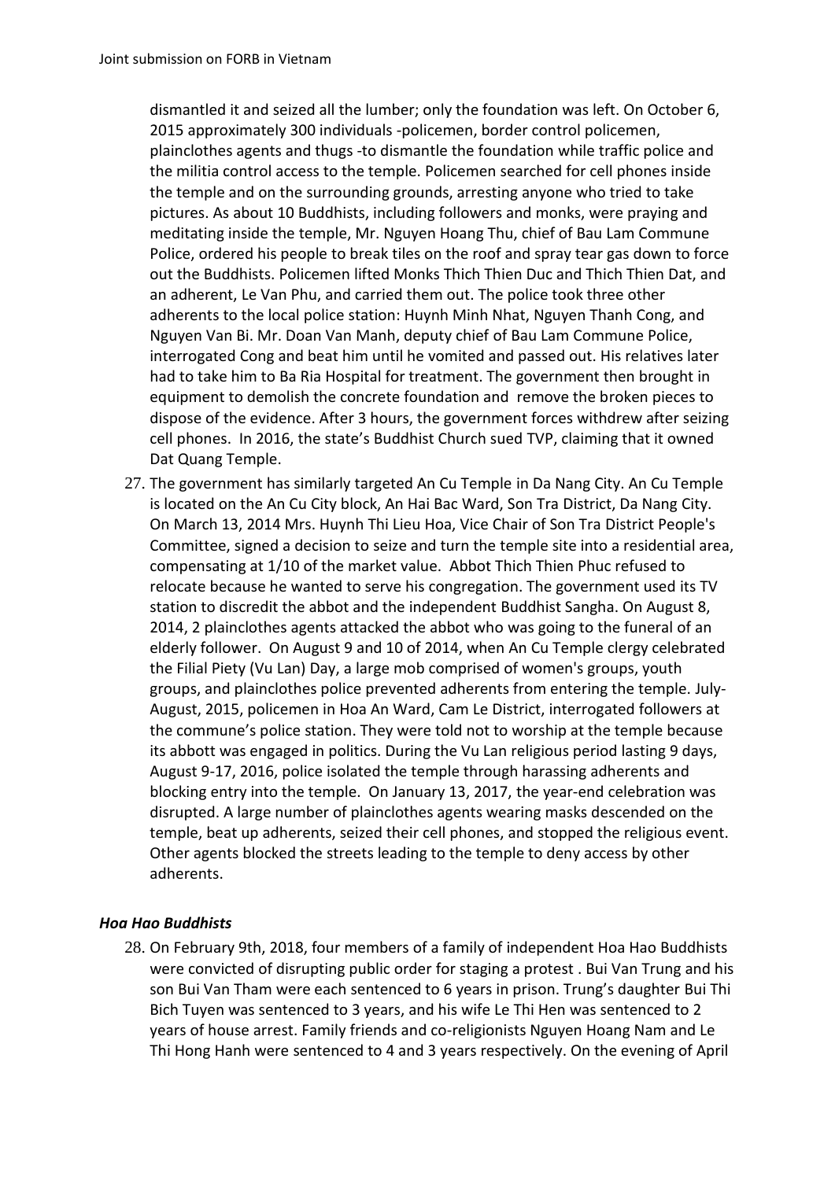dismantled it and seized all the lumber; only the foundation was left. On October 6, 2015 approximately 300 individuals -policemen, border control policemen, plainclothes agents and thugs -to dismantle the foundation while traffic police and the militia control access to the temple. Policemen searched for cell phones inside the temple and on the surrounding grounds, arresting anyone who tried to take pictures. As about 10 Buddhists, including followers and monks, were praying and meditating inside the temple, Mr. Nguyen Hoang Thu, chief of Bau Lam Commune Police, ordered his people to break tiles on the roof and spray tear gas down to force out the Buddhists. Policemen lifted Monks Thich Thien Duc and Thich Thien Dat, and an adherent, Le Van Phu, and carried them out. The police took three other adherents to the local police station: Huynh Minh Nhat, Nguyen Thanh Cong, and Nguyen Van Bi. Mr. Doan Van Manh, deputy chief of Bau Lam Commune Police, interrogated Cong and beat him until he vomited and passed out. His relatives later had to take him to Ba Ria Hospital for treatment. The government then brought in equipment to demolish the concrete foundation and remove the broken pieces to dispose of the evidence. After 3 hours, the government forces withdrew after seizing cell phones. In 2016, the state's Buddhist Church sued TVP, claiming that it owned Dat Quang Temple.

27. The government has similarly targeted An Cu Temple in Da Nang City. An Cu Temple is located on the An Cu City block, An Hai Bac Ward, Son Tra District, Da Nang City. On March 13, 2014 Mrs. Huynh Thi Lieu Hoa, Vice Chair of Son Tra District People's Committee, signed a decision to seize and turn the temple site into a residential area, compensating at 1/10 of the market value. Abbot Thich Thien Phuc refused to relocate because he wanted to serve his congregation. The government used its TV station to discredit the abbot and the independent Buddhist Sangha. On August 8, 2014, 2 plainclothes agents attacked the abbot who was going to the funeral of an elderly follower. On August 9 and 10 of 2014, when An Cu Temple clergy celebrated the Filial Piety (Vu Lan) Day, a large mob comprised of women's groups, youth groups, and plainclothes police prevented adherents from entering the temple. July-August, 2015, policemen in Hoa An Ward, Cam Le District, interrogated followers at the commune's police station. They were told not to worship at the temple because its abbott was engaged in politics. During the Vu Lan religious period lasting 9 days, August 9-17, 2016, police isolated the temple through harassing adherents and blocking entry into the temple. On January 13, 2017, the year-end celebration was disrupted. A large number of plainclothes agents wearing masks descended on the temple, beat up adherents, seized their cell phones, and stopped the religious event. Other agents blocked the streets leading to the temple to deny access by other adherents.

### *Hoa Hao Buddhists*

28. On February 9th, 2018, four members of a family of independent Hoa Hao Buddhists were convicted of disrupting public order for staging a protest . Bui Van Trung and his son Bui Van Tham were each sentenced to 6 years in prison. Trung's daughter Bui Thi Bich Tuyen was sentenced to 3 years, and his wife Le Thi Hen was sentenced to 2 years of house arrest. Family friends and co-religionists Nguyen Hoang Nam and Le Thi Hong Hanh were sentenced to 4 and 3 years respectively. On the evening of April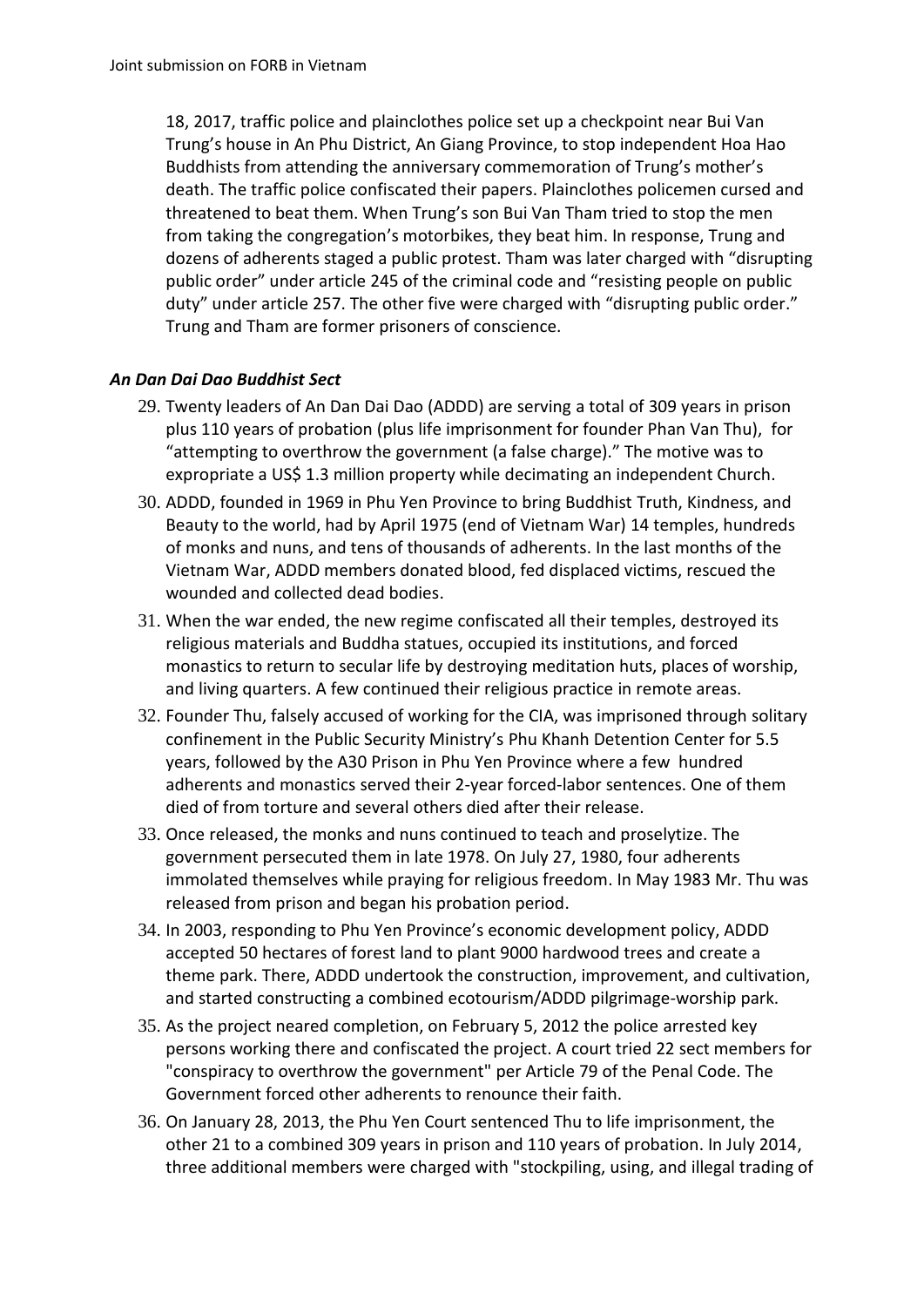18, 2017, traffic police and plainclothes police set up a checkpoint near Bui Van Trung's house in An Phu District, An Giang Province, to stop independent Hoa Hao Buddhists from attending the anniversary commemoration of Trung's mother's death. The traffic police confiscated their papers. Plainclothes policemen cursed and threatened to beat them. When Trung's son Bui Van Tham tried to stop the men from taking the congregation's motorbikes, they beat him. In response, Trung and dozens of adherents staged a public protest. Tham was later charged with "disrupting public order" under article 245 of the criminal code and "resisting people on public duty" under article 257. The other five were charged with "disrupting public order." Trung and Tham are former prisoners of conscience.

### *An Dan Dai Dao Buddhist Sect*

29. Twenty leaders of An Dan Dai Dao (ADDD) are serving a total of 309 years in prison plus 110 years of probation (plus life imprisonment for founder Phan Van Thu), for "attempting to overthrow the government (a false charge)." The motive was to expropriate a US$ 1.3 million property while decimating an independent Church.
30. ADDD, founded in 1969 in Phu Yen Province to bring Buddhist Truth, Kindness, and Beauty to the world, had by April 1975 (end of Vietnam War) 14 temples, hundreds of monks and nuns, and tens of thousands of adherents. In the last months of the Vietnam War, ADDD members donated blood, fed displaced victims, rescued the wounded and collected dead bodies.
31. When the war ended, the new regime confiscated all their temples, destroyed its religious materials and Buddha statues, occupied its institutions, and forced monastics to return to secular life by destroying meditation huts, places of worship, and living quarters. A few continued their religious practice in remote areas.
32. Founder Thu, falsely accused of working for the CIA, was imprisoned through solitary confinement in the Public Security Ministry's Phu Khanh Detention Center for 5.5 years, followed by the A30 Prison in Phu Yen Province where a few hundred adherents and monastics served their 2-year forced-labor sentences. One of them died of from torture and several others died after their release.
33. Once released, the monks and nuns continued to teach and proselytize. The government persecuted them in late 1978. On July 27, 1980, four adherents immolated themselves while praying for religious freedom. In May 1983 Mr. Thu was released from prison and began his probation period.
34. In 2003, responding to Phu Yen Province's economic development policy, ADDD accepted 50 hectares of forest land to plant 9000 hardwood trees and create a theme park. There, ADDD undertook the construction, improvement, and cultivation, and started constructing a combined ecotourism/ADDD pilgrimage-worship park.
35. As the project neared completion, on February 5, 2012 the police arrested key persons working there and confiscated the project. A court tried 22 sect members for "conspiracy to overthrow the government" per Article 79 of the Penal Code. The Government forced other adherents to renounce their faith.
36. On January 28, 2013, the Phu Yen Court sentenced Thu to life imprisonment, the other 21 to a combined 309 years in prison and 110 years of probation. In July 2014, three additional members were charged with "stockpiling, using, and illegal trading of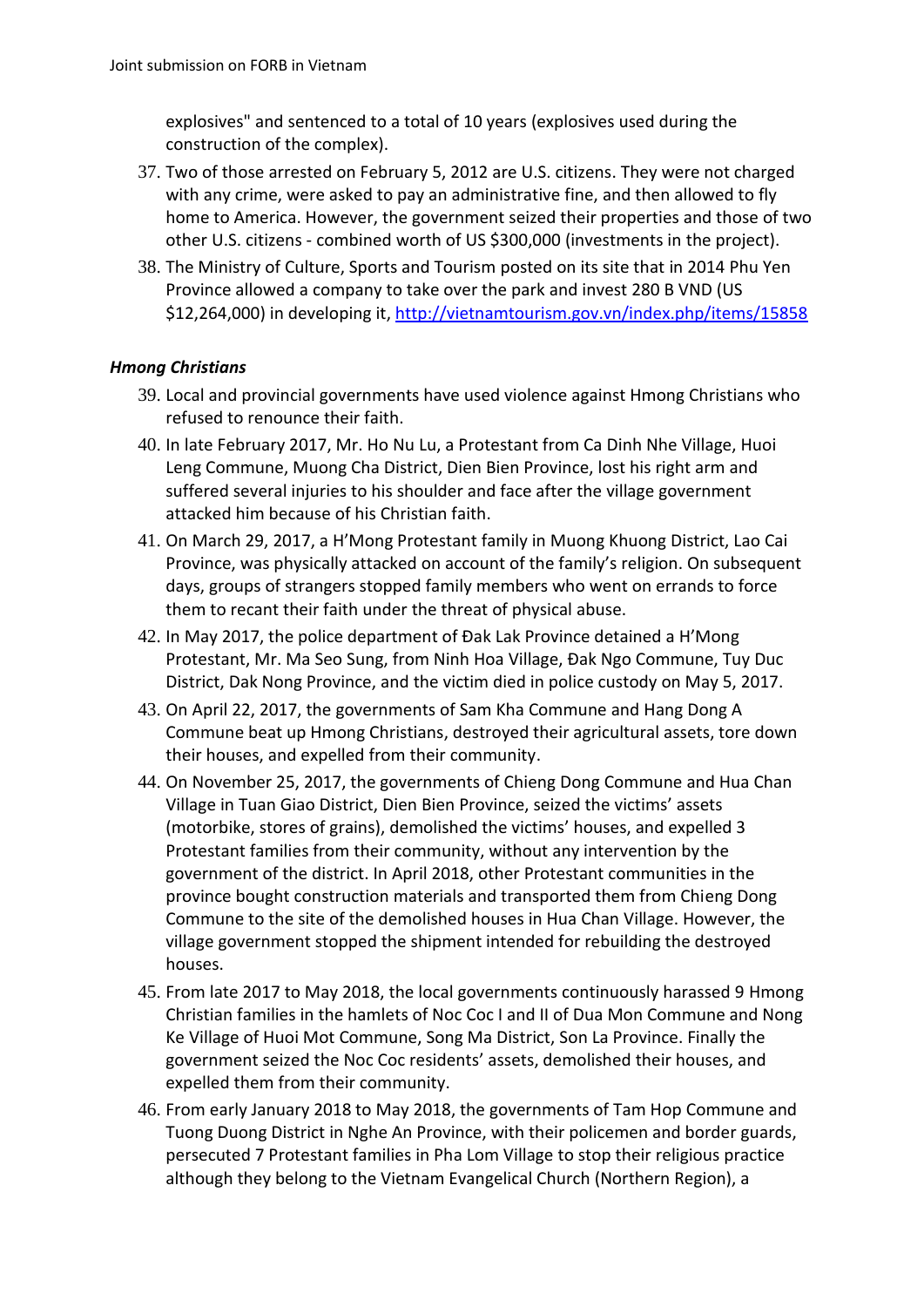explosives" and sentenced to a total of 10 years (explosives used during the construction of the complex).

37. Two of those arrested on February 5, 2012 are U.S. citizens. They were not charged with any crime, were asked to pay an administrative fine, and then allowed to fly home to America. However, the government seized their properties and those of two other U.S. citizens - combined worth of US $300,000 (investments in the project).
38. The Ministry of Culture, Sports and Tourism posted on its site that in 2014 Phu Yen Province allowed a company to take over the park and invest 280 B VND (US $12,264,000) in developing it, http://vietnamtourism.gov.vn/index.php/items/15858

***Hmong Christians***

39. Local and provincial governments have used violence against Hmong Christians who refused to renounce their faith.
40. In late February 2017, Mr. Ho Nu Lu, a Protestant from Ca Dinh Nhe Village, Huoi Leng Commune, Muong Cha District, Dien Bien Province, lost his right arm and suffered several injuries to his shoulder and face after the village government attacked him because of his Christian faith.
41. On March 29, 2017, a H'Mong Protestant family in Muong Khuong District, Lao Cai Province, was physically attacked on account of the family's religion. On subsequent days, groups of strangers stopped family members who went on errands to force them to recant their faith under the threat of physical abuse.
42. In May 2017, the police department of Đak Lak Province detained a H'Mong Protestant, Mr. Ma Seo Sung, from Ninh Hoa Village, Đak Ngo Commune, Tuy Duc District, Dak Nong Province, and the victim died in police custody on May 5, 2017.
43. On April 22, 2017, the governments of Sam Kha Commune and Hang Dong A Commune beat up Hmong Christians, destroyed their agricultural assets, tore down their houses, and expelled from their community.
44. On November 25, 2017, the governments of Chieng Dong Commune and Hua Chan Village in Tuan Giao District, Dien Bien Province, seized the victims' assets (motorbike, stores of grains), demolished the victims' houses, and expelled 3 Protestant families from their community, without any intervention by the government of the district. In April 2018, other Protestant communities in the province bought construction materials and transported them from Chieng Dong Commune to the site of the demolished houses in Hua Chan Village. However, the village government stopped the shipment intended for rebuilding the destroyed houses.
45. From late 2017 to May 2018, the local governments continuously harassed 9 Hmong Christian families in the hamlets of Noc Coc I and II of Dua Mon Commune and Nong Ke Village of Huoi Mot Commune, Song Ma District, Son La Province. Finally the government seized the Noc Coc residents' assets, demolished their houses, and expelled them from their community.
46. From early January 2018 to May 2018, the governments of Tam Hop Commune and Tuong Duong District in Nghe An Province, with their policemen and border guards, persecuted 7 Protestant families in Pha Lom Village to stop their religious practice although they belong to the Vietnam Evangelical Church (Northern Region), a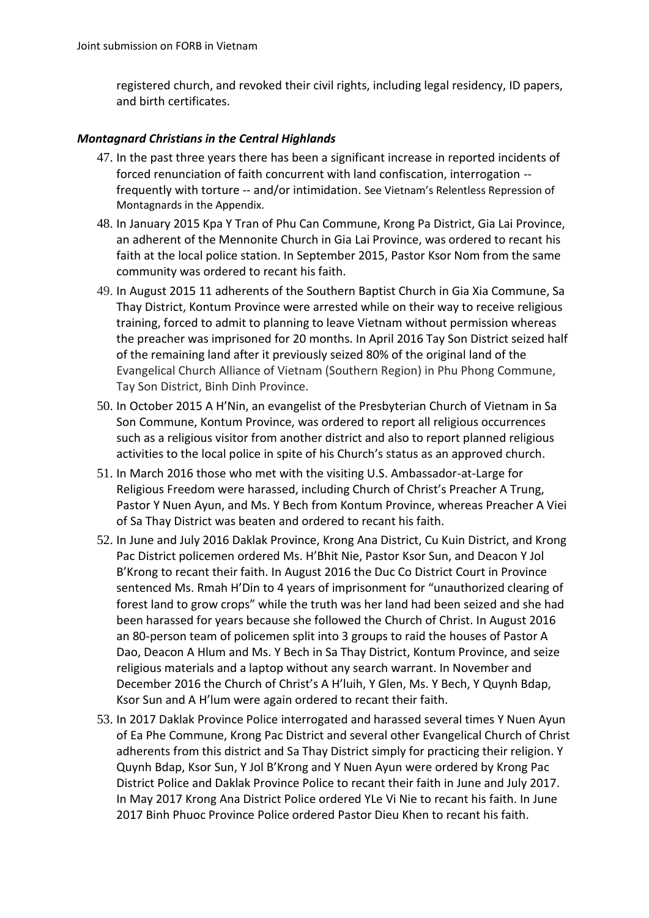registered church, and revoked their civil rights, including legal residency, ID papers, and birth certificates.

### *Montagnard Christians in the Central Highlands*

47. In the past three years there has been a significant increase in reported incidents of forced renunciation of faith concurrent with land confiscation, interrogation -- frequently with torture -- and/or intimidation. See Vietnam's Relentless Repression of Montagnards in the Appendix.
48. In January 2015 Kpa Y Tran of Phu Can Commune, Krong Pa District, Gia Lai Province, an adherent of the Mennonite Church in Gia Lai Province, was ordered to recant his faith at the local police station. In September 2015, Pastor Ksor Nom from the same community was ordered to recant his faith.
49. In August 2015 11 adherents of the Southern Baptist Church in Gia Xia Commune, Sa Thay District, Kontum Province were arrested while on their way to receive religious training, forced to admit to planning to leave Vietnam without permission whereas the preacher was imprisoned for 20 months. In April 2016 Tay Son District seized half of the remaining land after it previously seized 80% of the original land of the Evangelical Church Alliance of Vietnam (Southern Region) in Phu Phong Commune, Tay Son District, Binh Dinh Province.
50. In October 2015 A H'Nin, an evangelist of the Presbyterian Church of Vietnam in Sa Son Commune, Kontum Province, was ordered to report all religious occurrences such as a religious visitor from another district and also to report planned religious activities to the local police in spite of his Church's status as an approved church.
51. In March 2016 those who met with the visiting U.S. Ambassador-at-Large for Religious Freedom were harassed, including Church of Christ's Preacher A Trung, Pastor Y Nuen Ayun, and Ms. Y Bech from Kontum Province, whereas Preacher A Viei of Sa Thay District was beaten and ordered to recant his faith.
52. In June and July 2016 Daklak Province, Krong Ana District, Cu Kuin District, and Krong Pac District policemen ordered Ms. H'Bhit Nie, Pastor Ksor Sun, and Deacon Y Jol B'Krong to recant their faith. In August 2016 the Duc Co District Court in Province sentenced Ms. Rmah H'Din to 4 years of imprisonment for "unauthorized clearing of forest land to grow crops" while the truth was her land had been seized and she had been harassed for years because she followed the Church of Christ. In August 2016 an 80-person team of policemen split into 3 groups to raid the houses of Pastor A Dao, Deacon A Hlum and Ms. Y Bech in Sa Thay District, Kontum Province, and seize religious materials and a laptop without any search warrant. In November and December 2016 the Church of Christ's A H'luih, Y Glen, Ms. Y Bech, Y Quynh Bdap, Ksor Sun and A H'lum were again ordered to recant their faith.
53. In 2017 Daklak Province Police interrogated and harassed several times Y Nuen Ayun of Ea Phe Commune, Krong Pac District and several other Evangelical Church of Christ adherents from this district and Sa Thay District simply for practicing their religion. Y Quynh Bdap, Ksor Sun, Y Jol B'Krong and Y Nuen Ayun were ordered by Krong Pac District Police and Daklak Province Police to recant their faith in June and July 2017. In May 2017 Krong Ana District Police ordered YLe Vi Nie to recant his faith. In June 2017 Binh Phuoc Province Police ordered Pastor Dieu Khen to recant his faith.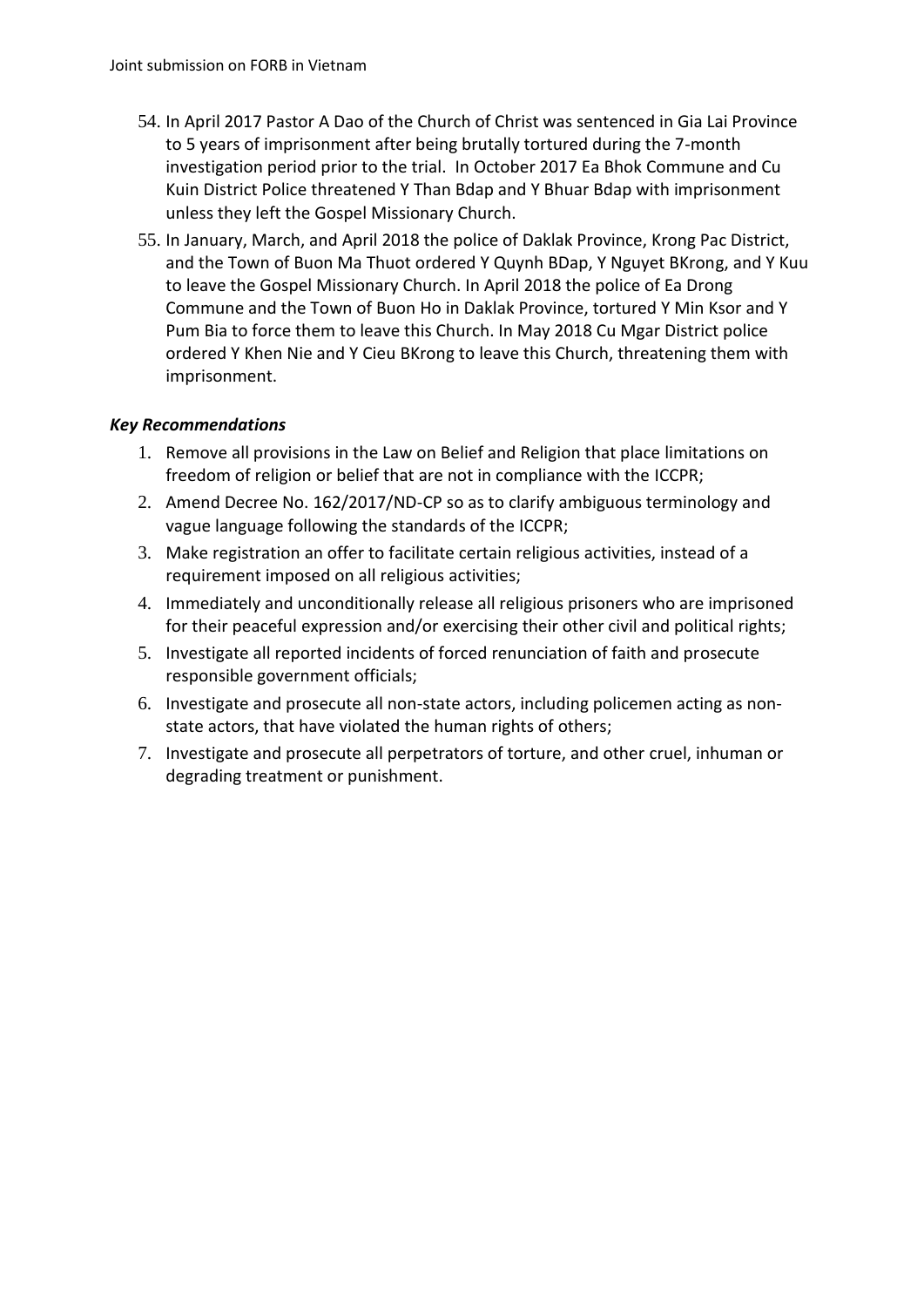54. In April 2017 Pastor A Dao of the Church of Christ was sentenced in Gia Lai Province to 5 years of imprisonment after being brutally tortured during the 7-month investigation period prior to the trial. In October 2017 Ea Bhok Commune and Cu Kuin District Police threatened Y Than Bdap and Y Bhuar Bdap with imprisonment unless they left the Gospel Missionary Church.
55. In January, March, and April 2018 the police of Daklak Province, Krong Pac District, and the Town of Buon Ma Thuot ordered Y Quynh BDap, Y Nguyet BKrong, and Y Kuu to leave the Gospel Missionary Church. In April 2018 the police of Ea Drong Commune and the Town of Buon Ho in Daklak Province, tortured Y Min Ksor and Y Pum Bia to force them to leave this Church. In May 2018 Cu Mgar District police ordered Y Khen Nie and Y Cieu BKrong to leave this Church, threatening them with imprisonment.

***Key Recommendations***

1. Remove all provisions in the Law on Belief and Religion that place limitations on freedom of religion or belief that are not in compliance with the ICCPR;
2. Amend Decree No. 162/2017/ND-CP so as to clarify ambiguous terminology and vague language following the standards of the ICCPR;
3. Make registration an offer to facilitate certain religious activities, instead of a requirement imposed on all religious activities;
4. Immediately and unconditionally release all religious prisoners who are imprisoned for their peaceful expression and/or exercising their other civil and political rights;
5. Investigate all reported incidents of forced renunciation of faith and prosecute responsible government officials;
6. Investigate and prosecute all non-state actors, including policemen acting as non-state actors, that have violated the human rights of others;
7. Investigate and prosecute all perpetrators of torture, and other cruel, inhuman or degrading treatment or punishment.